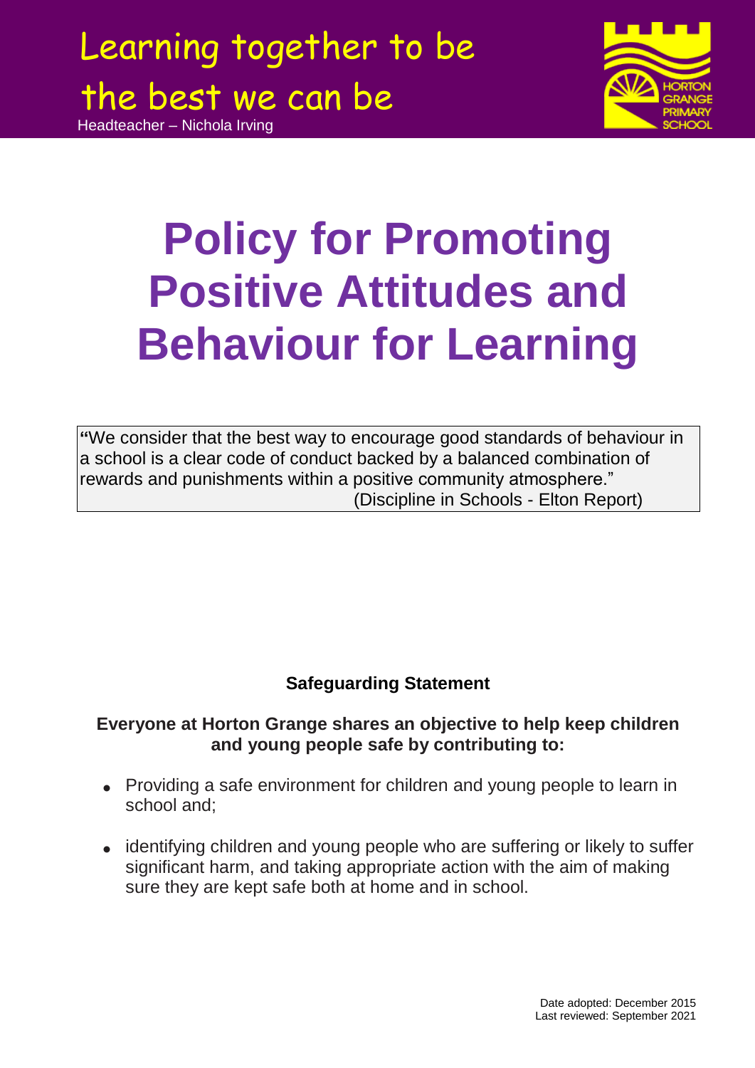Learning together to be the best we can be

Headteacher – Nichola Irving

HORTON GRANGE PRIMARY SCHOOL

# Policy for Promoting Positive Attitudes and Behaviour for Learning

"We consider that the best way to encourage good standards of behaviour in a school is a clear code of conduct backed by a balanced combination of rewards and punishments within a positive community atmosphere."
(Discipline in Schools - Elton Report)

**Safeguarding Statement**

**Everyone at Horton Grange shares an objective to help keep children and young people safe by contributing to:**

- Providing a safe environment for children and young people to learn in school and;
- identifying children and young people who are suffering or likely to suffer significant harm, and taking appropriate action with the aim of making sure they are kept safe both at home and in school.

Date adopted: December 2015
Last reviewed: September 2021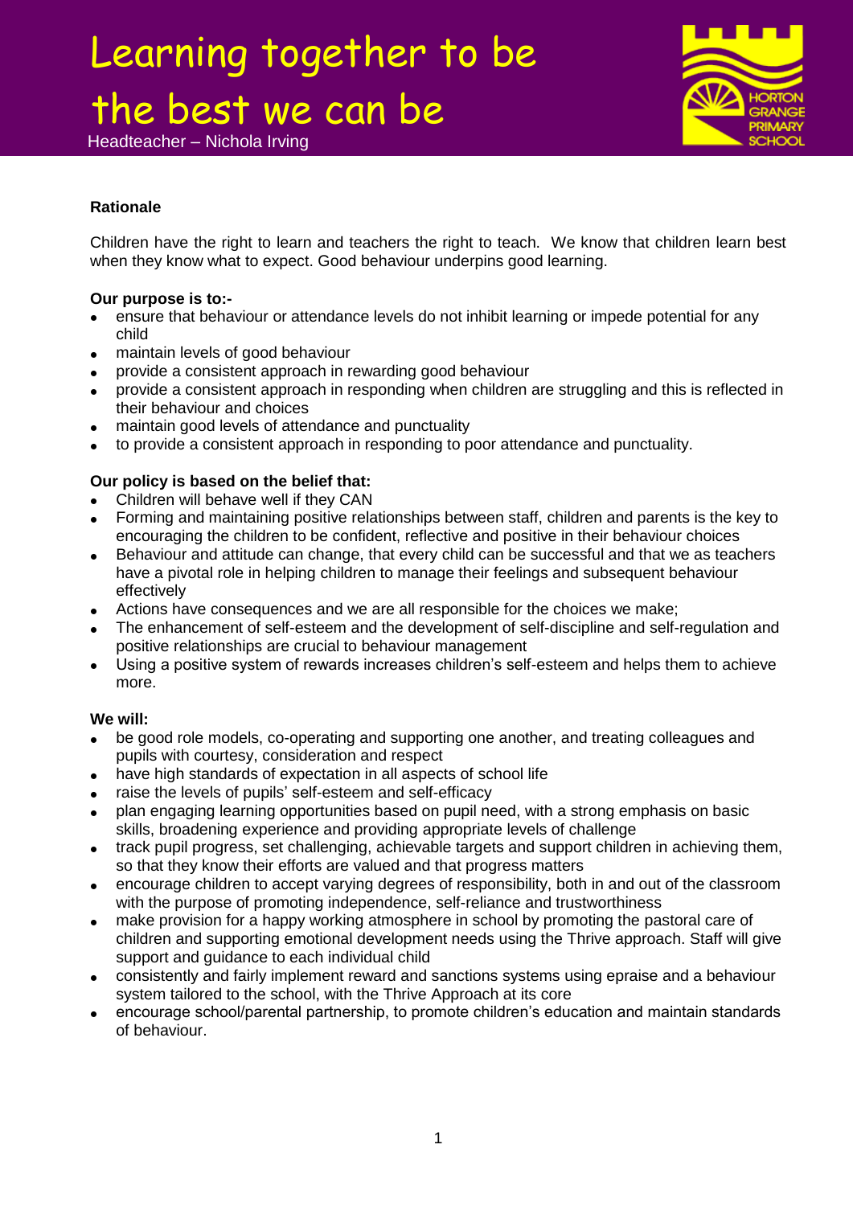# Learning together to be the best we can be

Headteacher – Nichola Irving

**Rationale**

Children have the right to learn and teachers the right to teach. We know that children learn best when they know what to expect. Good behaviour underpins good learning.

**Our purpose is to:-**

- ensure that behaviour or attendance levels do not inhibit learning or impede potential for any child
- maintain levels of good behaviour
- provide a consistent approach in rewarding good behaviour
- provide a consistent approach in responding when children are struggling and this is reflected in their behaviour and choices
- maintain good levels of attendance and punctuality
- to provide a consistent approach in responding to poor attendance and punctuality.

**Our policy is based on the belief that:**

- Children will behave well if they CAN
- Forming and maintaining positive relationships between staff, children and parents is the key to encouraging the children to be confident, reflective and positive in their behaviour choices
- Behaviour and attitude can change, that every child can be successful and that we as teachers have a pivotal role in helping children to manage their feelings and subsequent behaviour effectively
- Actions have consequences and we are all responsible for the choices we make;
- The enhancement of self-esteem and the development of self-discipline and self-regulation and positive relationships are crucial to behaviour management
- Using a positive system of rewards increases children's self-esteem and helps them to achieve more.

**We will:**

- be good role models, co-operating and supporting one another, and treating colleagues and pupils with courtesy, consideration and respect
- have high standards of expectation in all aspects of school life
- raise the levels of pupils' self-esteem and self-efficacy
- plan engaging learning opportunities based on pupil need, with a strong emphasis on basic skills, broadening experience and providing appropriate levels of challenge
- track pupil progress, set challenging, achievable targets and support children in achieving them, so that they know their efforts are valued and that progress matters
- encourage children to accept varying degrees of responsibility, both in and out of the classroom with the purpose of promoting independence, self-reliance and trustworthiness
- make provision for a happy working atmosphere in school by promoting the pastoral care of children and supporting emotional development needs using the Thrive approach. Staff will give support and guidance to each individual child
- consistently and fairly implement reward and sanctions systems using epraise and a behaviour system tailored to the school, with the Thrive Approach at its core
- encourage school/parental partnership, to promote children's education and maintain standards of behaviour.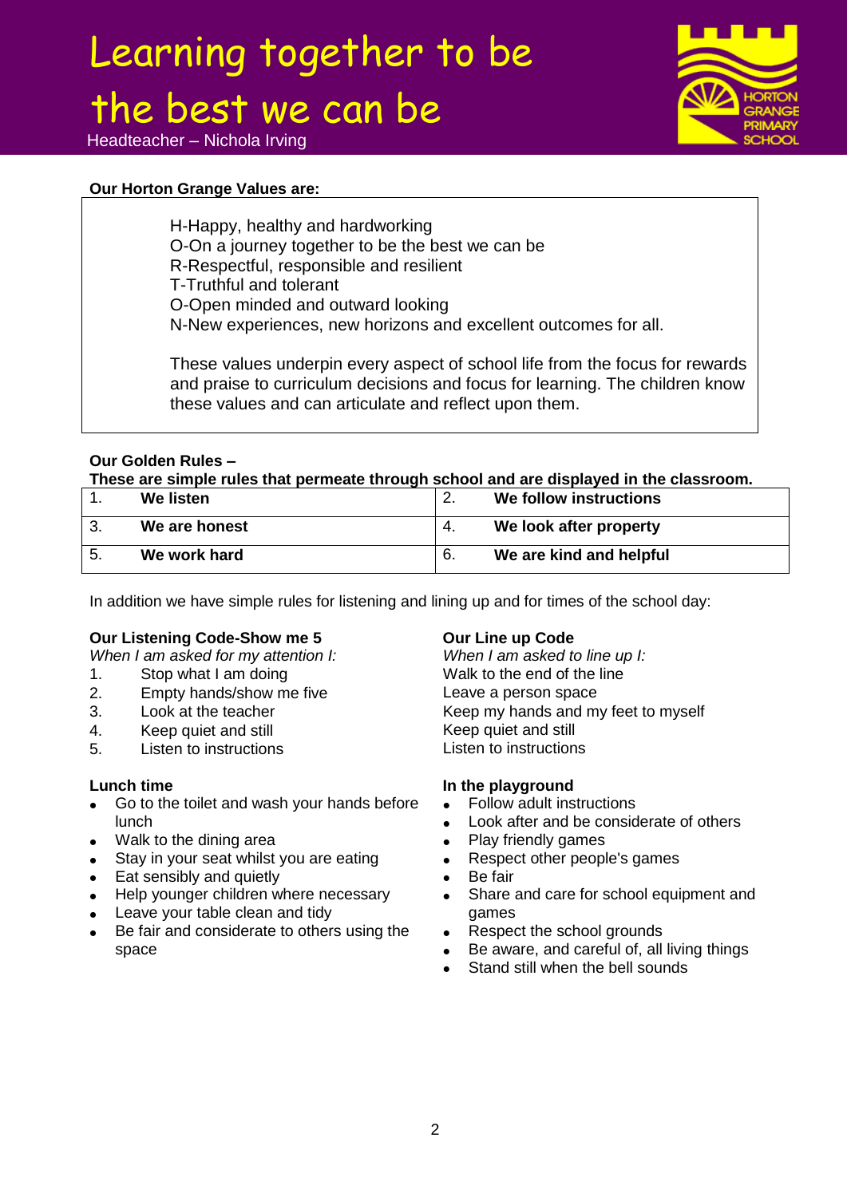# Learning together to be the best we can be

Headteacher – Nichola Irving

**Our Horton Grange Values are:**

H-Happy, healthy and hardworking
O-On a journey together to be the best we can be
R-Respectful, responsible and resilient
T-Truthful and tolerant
O-Open minded and outward looking
N-New experiences, new horizons and excellent outcomes for all.

These values underpin every aspect of school life from the focus for rewards and praise to curriculum decisions and focus for learning. The children know these values and can articulate and reflect upon them.

**Our Golden Rules –**
**These are simple rules that permeate through school and are displayed in the classroom.**

| | | | |
|---|---|---|---|
| 1. | **We listen** | 2. | **We follow instructions** |
| 3. | **We are honest** | 4. | **We look after property** |
| 5. | **We work hard** | 6. | **We are kind and helpful** |

In addition we have simple rules for listening and lining up and for times of the school day:

**Our Listening Code-Show me 5**
*When I am asked for my attention I:*
1. Stop what I am doing
2. Empty hands/show me five
3. Look at the teacher
4. Keep quiet and still
5. Listen to instructions

**Our Line up Code**
*When I am asked to line up I:*
Walk to the end of the line
Leave a person space
Keep my hands and my feet to myself
Keep quiet and still
Listen to instructions

**Lunch time**
- Go to the toilet and wash your hands before lunch
- Walk to the dining area
- Stay in your seat whilst you are eating
- Eat sensibly and quietly
- Help younger children where necessary
- Leave your table clean and tidy
- Be fair and considerate to others using the space

**In the playground**
- Follow adult instructions
- Look after and be considerate of others
- Play friendly games
- Respect other people's games
- Be fair
- Share and care for school equipment and games
- Respect the school grounds
- Be aware, and careful of, all living things
- Stand still when the bell sounds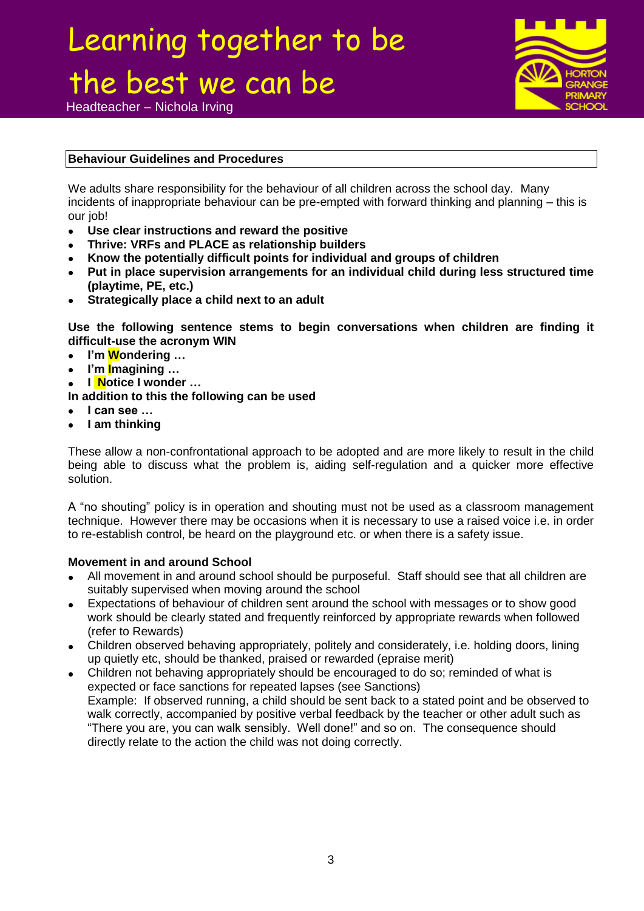Learning together to be the best we can be

Headteacher – Nichola Irving

## Behaviour Guidelines and Procedures

We adults share responsibility for the behaviour of all children across the school day. Many incidents of inappropriate behaviour can be pre-empted with forward thinking and planning – this is our job!

- **Use clear instructions and reward the positive**
- **Thrive: VRFs and PLACE as relationship builders**
- **Know the potentially difficult points for individual and groups of children**
- **Put in place supervision arrangements for an individual child during less structured time (playtime, PE, etc.)**
- **Strategically place a child next to an adult**

**Use the following sentence stems to begin conversations when children are finding it difficult-use the acronym WIN**

- **I'm Wondering …**
- **I'm Imagining …**
- **I Notice I wonder …**

**In addition to this the following can be used**

- **I can see …**
- **I am thinking**

These allow a non-confrontational approach to be adopted and are more likely to result in the child being able to discuss what the problem is, aiding self-regulation and a quicker more effective solution.

A "no shouting" policy is in operation and shouting must not be used as a classroom management technique. However there may be occasions when it is necessary to use a raised voice i.e. in order to re-establish control, be heard on the playground etc. or when there is a safety issue.

**Movement in and around School**

- All movement in and around school should be purposeful. Staff should see that all children are suitably supervised when moving around the school
- Expectations of behaviour of children sent around the school with messages or to show good work should be clearly stated and frequently reinforced by appropriate rewards when followed (refer to Rewards)
- Children observed behaving appropriately, politely and considerately, i.e. holding doors, lining up quietly etc, should be thanked, praised or rewarded (epraise merit)
- Children not behaving appropriately should be encouraged to do so; reminded of what is expected or face sanctions for repeated lapses (see Sanctions)
  Example: If observed running, a child should be sent back to a stated point and be observed to walk correctly, accompanied by positive verbal feedback by the teacher or other adult such as "There you are, you can walk sensibly. Well done!" and so on. The consequence should directly relate to the action the child was not doing correctly.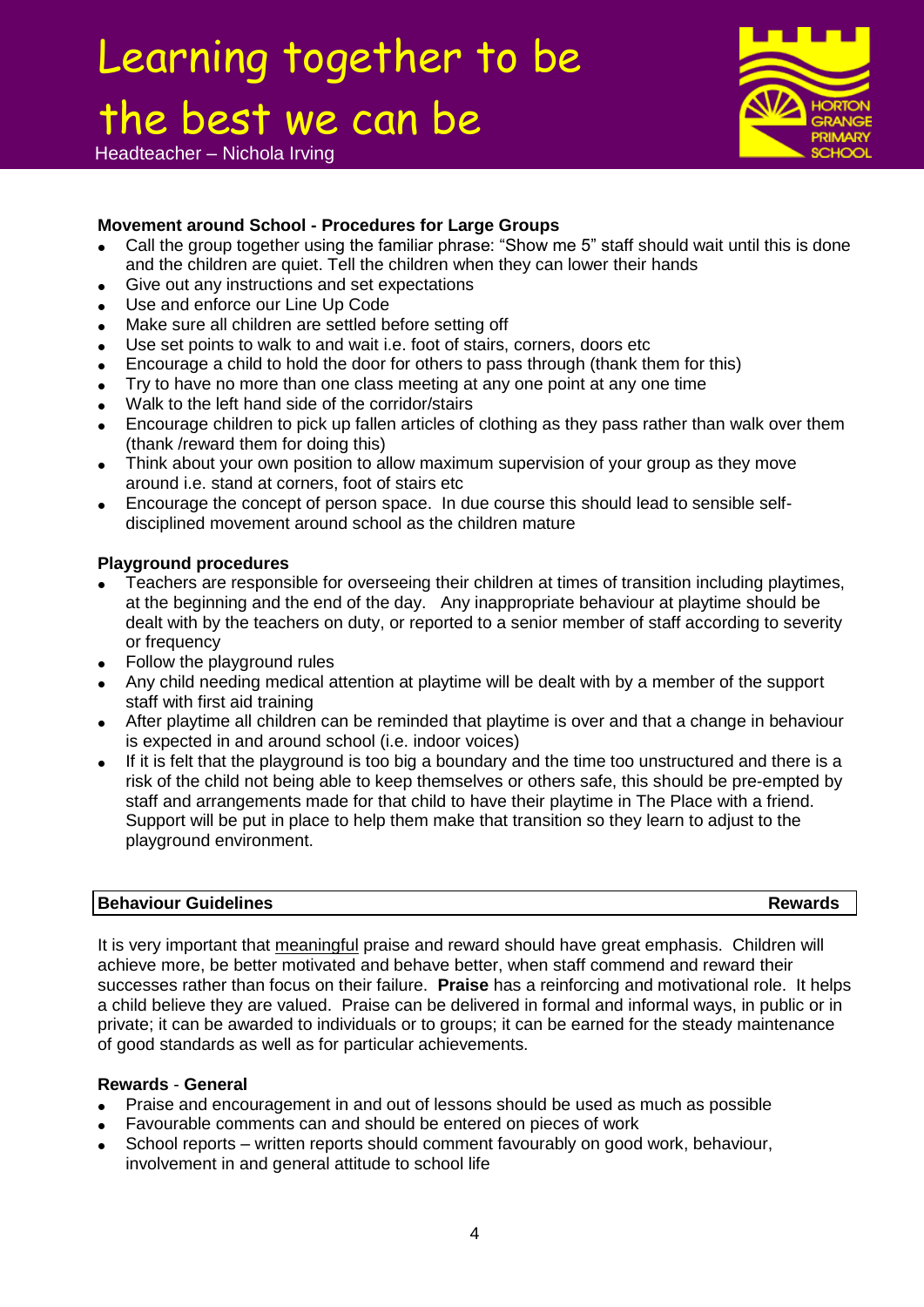### Movement around School - Procedures for Large Groups

- Call the group together using the familiar phrase: "Show me 5" staff should wait until this is done and the children are quiet. Tell the children when they can lower their hands
- Give out any instructions and set expectations
- Use and enforce our Line Up Code
- Make sure all children are settled before setting off
- Use set points to walk to and wait i.e. foot of stairs, corners, doors etc
- Encourage a child to hold the door for others to pass through (thank them for this)
- Try to have no more than one class meeting at any one point at any one time
- Walk to the left hand side of the corridor/stairs
- Encourage children to pick up fallen articles of clothing as they pass rather than walk over them (thank /reward them for doing this)
- Think about your own position to allow maximum supervision of your group as they move around i.e. stand at corners, foot of stairs etc
- Encourage the concept of person space. In due course this should lead to sensible self-disciplined movement around school as the children mature

### Playground procedures

- Teachers are responsible for overseeing their children at times of transition including playtimes, at the beginning and the end of the day. Any inappropriate behaviour at playtime should be dealt with by the teachers on duty, or reported to a senior member of staff according to severity or frequency
- Follow the playground rules
- Any child needing medical attention at playtime will be dealt with by a member of the support staff with first aid training
- After playtime all children can be reminded that playtime is over and that a change in behaviour is expected in and around school (i.e. indoor voices)
- If it is felt that the playground is too big a boundary and the time too unstructured and there is a risk of the child not being able to keep themselves or others safe, this should be pre-empted by staff and arrangements made for that child to have their playtime in The Place with a friend. Support will be put in place to help them make that transition so they learn to adjust to the playground environment.

## Behaviour Guidelines — Rewards

It is very important that meaningful praise and reward should have great emphasis. Children will achieve more, be better motivated and behave better, when staff commend and reward their successes rather than focus on their failure. **Praise** has a reinforcing and motivational role. It helps a child believe they are valued. Praise can be delivered in formal and informal ways, in public or in private; it can be awarded to individuals or to groups; it can be earned for the steady maintenance of good standards as well as for particular achievements.

### Rewards - General

- Praise and encouragement in and out of lessons should be used as much as possible
- Favourable comments can and should be entered on pieces of work
- School reports – written reports should comment favourably on good work, behaviour, involvement in and general attitude to school life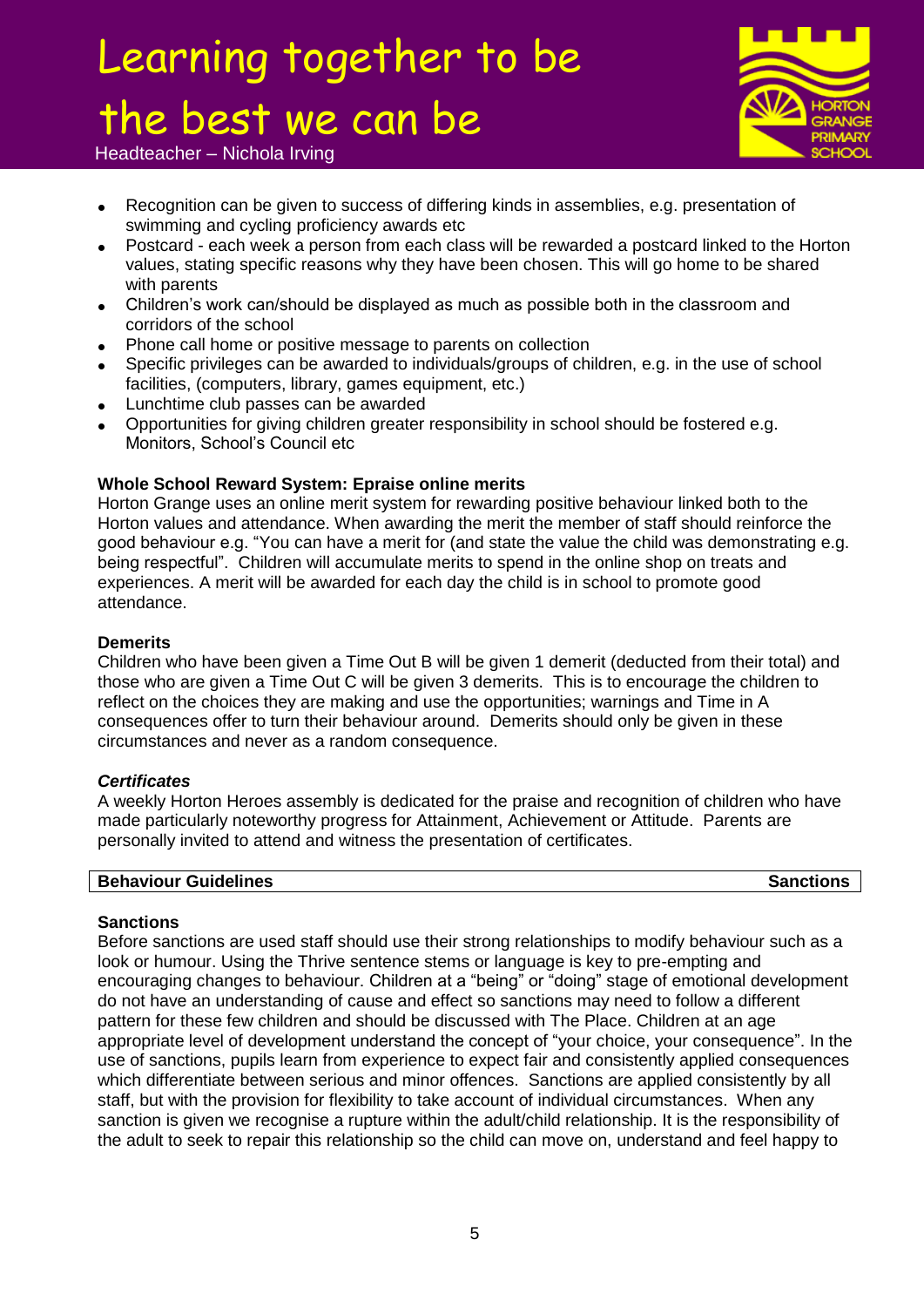- Recognition can be given to success of differing kinds in assemblies, e.g. presentation of swimming and cycling proficiency awards etc
- Postcard - each week a person from each class will be rewarded a postcard linked to the Horton values, stating specific reasons why they have been chosen. This will go home to be shared with parents
- Children's work can/should be displayed as much as possible both in the classroom and corridors of the school
- Phone call home or positive message to parents on collection
- Specific privileges can be awarded to individuals/groups of children, e.g. in the use of school facilities, (computers, library, games equipment, etc.)
- Lunchtime club passes can be awarded
- Opportunities for giving children greater responsibility in school should be fostered e.g. Monitors, School's Council etc

**Whole School Reward System: Epraise online merits**

Horton Grange uses an online merit system for rewarding positive behaviour linked both to the Horton values and attendance. When awarding the merit the member of staff should reinforce the good behaviour e.g. "You can have a merit for (and state the value the child was demonstrating e.g. being respectful". Children will accumulate merits to spend in the online shop on treats and experiences. A merit will be awarded for each day the child is in school to promote good attendance.

**Demerits**

Children who have been given a Time Out B will be given 1 demerit (deducted from their total) and those who are given a Time Out C will be given 3 demerits. This is to encourage the children to reflect on the choices they are making and use the opportunities; warnings and Time in A consequences offer to turn their behaviour around. Demerits should only be given in these circumstances and never as a random consequence.

***Certificates***

A weekly Horton Heroes assembly is dedicated for the praise and recognition of children who have made particularly noteworthy progress for Attainment, Achievement or Attitude. Parents are personally invited to attend and witness the presentation of certificates.

| **Behaviour Guidelines** | **Sanctions** |
|---|---|

**Sanctions**

Before sanctions are used staff should use their strong relationships to modify behaviour such as a look or humour. Using the Thrive sentence stems or language is key to pre-empting and encouraging changes to behaviour. Children at a "being" or "doing" stage of emotional development do not have an understanding of cause and effect so sanctions may need to follow a different pattern for these few children and should be discussed with The Place. Children at an age appropriate level of development understand the concept of "your choice, your consequence". In the use of sanctions, pupils learn from experience to expect fair and consistently applied consequences which differentiate between serious and minor offences. Sanctions are applied consistently by all staff, but with the provision for flexibility to take account of individual circumstances. When any sanction is given we recognise a rupture within the adult/child relationship. It is the responsibility of the adult to seek to repair this relationship so the child can move on, understand and feel happy to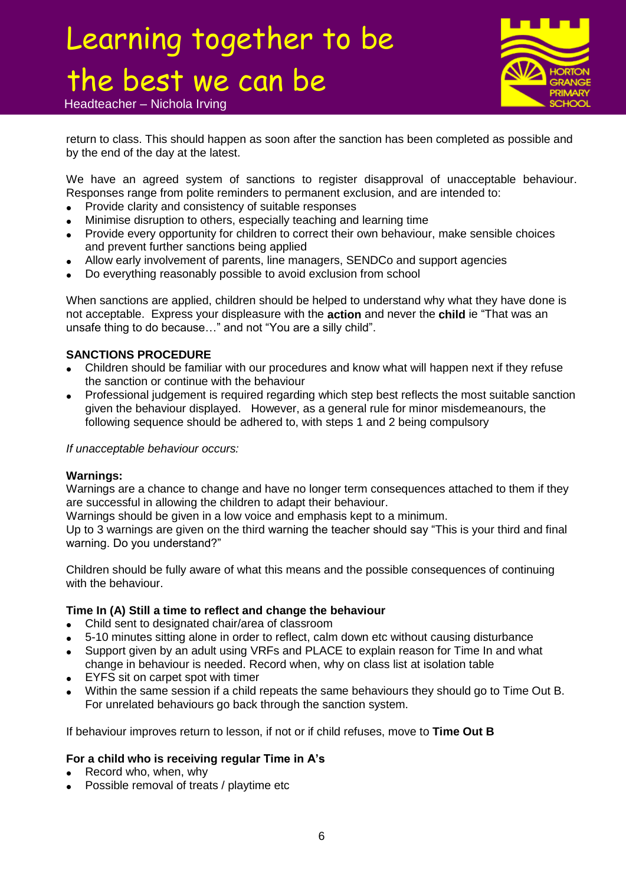return to class. This should happen as soon after the sanction has been completed as possible and by the end of the day at the latest.

We have an agreed system of sanctions to register disapproval of unacceptable behaviour. Responses range from polite reminders to permanent exclusion, and are intended to:

- Provide clarity and consistency of suitable responses
- Minimise disruption to others, especially teaching and learning time
- Provide every opportunity for children to correct their own behaviour, make sensible choices and prevent further sanctions being applied
- Allow early involvement of parents, line managers, SENDCo and support agencies
- Do everything reasonably possible to avoid exclusion from school

When sanctions are applied, children should be helped to understand why what they have done is not acceptable. Express your displeasure with the **action** and never the **child** ie "That was an unsafe thing to do because…" and not "You are a silly child".

**SANCTIONS PROCEDURE**

- Children should be familiar with our procedures and know what will happen next if they refuse the sanction or continue with the behaviour
- Professional judgement is required regarding which step best reflects the most suitable sanction given the behaviour displayed. However, as a general rule for minor misdemeanours, the following sequence should be adhered to, with steps 1 and 2 being compulsory

*If unacceptable behaviour occurs:*

**Warnings:**

Warnings are a chance to change and have no longer term consequences attached to them if they are successful in allowing the children to adapt their behaviour.

Warnings should be given in a low voice and emphasis kept to a minimum.

Up to 3 warnings are given on the third warning the teacher should say "This is your third and final warning. Do you understand?"

Children should be fully aware of what this means and the possible consequences of continuing with the behaviour.

**Time In (A) Still a time to reflect and change the behaviour**

- Child sent to designated chair/area of classroom
- 5-10 minutes sitting alone in order to reflect, calm down etc without causing disturbance
- Support given by an adult using VRFs and PLACE to explain reason for Time In and what change in behaviour is needed. Record when, why on class list at isolation table
- EYFS sit on carpet spot with timer
- Within the same session if a child repeats the same behaviours they should go to Time Out B. For unrelated behaviours go back through the sanction system.

If behaviour improves return to lesson, if not or if child refuses, move to **Time Out B**

**For a child who is receiving regular Time in A's**

- Record who, when, why
- Possible removal of treats / playtime etc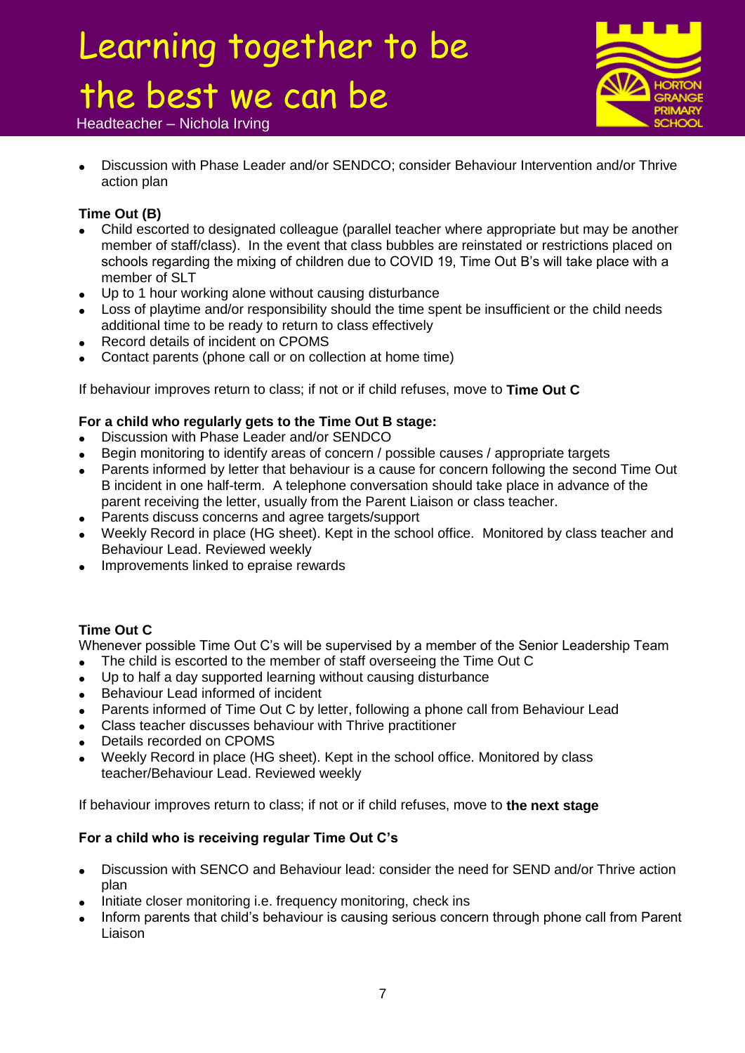- Discussion with Phase Leader and/or SENDCO; consider Behaviour Intervention and/or Thrive action plan

**Time Out (B)**

- Child escorted to designated colleague (parallel teacher where appropriate but may be another member of staff/class). In the event that class bubbles are reinstated or restrictions placed on schools regarding the mixing of children due to COVID 19, Time Out B's will take place with a member of SLT
- Up to 1 hour working alone without causing disturbance
- Loss of playtime and/or responsibility should the time spent be insufficient or the child needs additional time to be ready to return to class effectively
- Record details of incident on CPOMS
- Contact parents (phone call or on collection at home time)

If behaviour improves return to class; if not or if child refuses, move to **Time Out C**

**For a child who regularly gets to the Time Out B stage:**

- Discussion with Phase Leader and/or SENDCO
- Begin monitoring to identify areas of concern / possible causes / appropriate targets
- Parents informed by letter that behaviour is a cause for concern following the second Time Out B incident in one half-term. A telephone conversation should take place in advance of the parent receiving the letter, usually from the Parent Liaison or class teacher.
- Parents discuss concerns and agree targets/support
- Weekly Record in place (HG sheet). Kept in the school office. Monitored by class teacher and Behaviour Lead. Reviewed weekly
- Improvements linked to epraise rewards

**Time Out C**

Whenever possible Time Out C's will be supervised by a member of the Senior Leadership Team

- The child is escorted to the member of staff overseeing the Time Out C
- Up to half a day supported learning without causing disturbance
- Behaviour Lead informed of incident
- Parents informed of Time Out C by letter, following a phone call from Behaviour Lead
- Class teacher discusses behaviour with Thrive practitioner
- Details recorded on CPOMS
- Weekly Record in place (HG sheet). Kept in the school office. Monitored by class teacher/Behaviour Lead. Reviewed weekly

If behaviour improves return to class; if not or if child refuses, move to **the next stage**

**For a child who is receiving regular Time Out C's**

- Discussion with SENCO and Behaviour lead: consider the need for SEND and/or Thrive action plan
- Initiate closer monitoring i.e. frequency monitoring, check ins
- Inform parents that child's behaviour is causing serious concern through phone call from Parent Liaison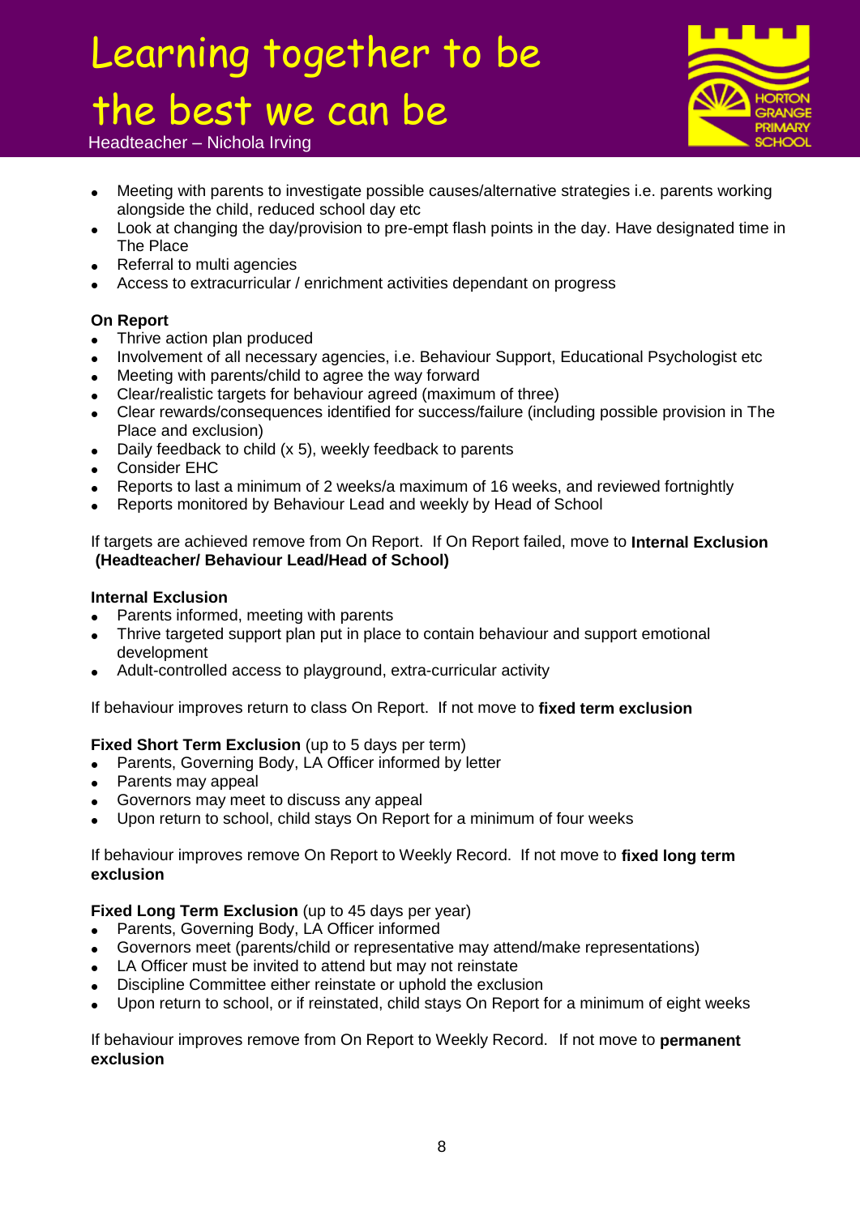- Meeting with parents to investigate possible causes/alternative strategies i.e. parents working alongside the child, reduced school day etc
- Look at changing the day/provision to pre-empt flash points in the day. Have designated time in The Place
- Referral to multi agencies
- Access to extracurricular / enrichment activities dependant on progress

**On Report**

- Thrive action plan produced
- Involvement of all necessary agencies, i.e. Behaviour Support, Educational Psychologist etc
- Meeting with parents/child to agree the way forward
- Clear/realistic targets for behaviour agreed (maximum of three)
- Clear rewards/consequences identified for success/failure (including possible provision in The Place and exclusion)
- Daily feedback to child (x 5), weekly feedback to parents
- Consider EHC
- Reports to last a minimum of 2 weeks/a maximum of 16 weeks, and reviewed fortnightly
- Reports monitored by Behaviour Lead and weekly by Head of School

If targets are achieved remove from On Report. If On Report failed, move to **Internal Exclusion (Headteacher/ Behaviour Lead/Head of School)**

**Internal Exclusion**

- Parents informed, meeting with parents
- Thrive targeted support plan put in place to contain behaviour and support emotional development
- Adult-controlled access to playground, extra-curricular activity

If behaviour improves return to class On Report. If not move to **fixed term exclusion**

**Fixed Short Term Exclusion** (up to 5 days per term)

- Parents, Governing Body, LA Officer informed by letter
- Parents may appeal
- Governors may meet to discuss any appeal
- Upon return to school, child stays On Report for a minimum of four weeks

If behaviour improves remove On Report to Weekly Record. If not move to **fixed long term exclusion**

**Fixed Long Term Exclusion** (up to 45 days per year)

- Parents, Governing Body, LA Officer informed
- Governors meet (parents/child or representative may attend/make representations)
- LA Officer must be invited to attend but may not reinstate
- Discipline Committee either reinstate or uphold the exclusion
- Upon return to school, or if reinstated, child stays On Report for a minimum of eight weeks

If behaviour improves remove from On Report to Weekly Record. If not move to **permanent exclusion**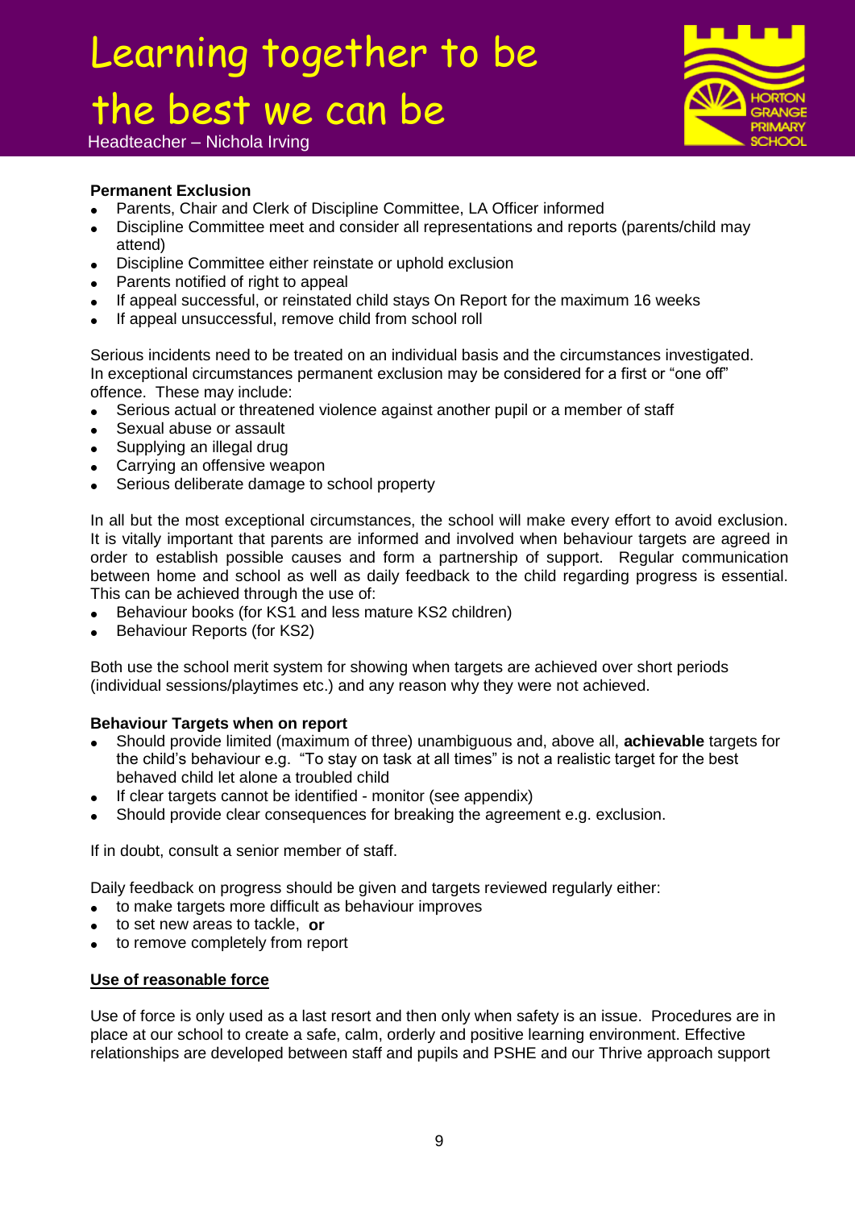**Permanent Exclusion**

- Parents, Chair and Clerk of Discipline Committee, LA Officer informed
- Discipline Committee meet and consider all representations and reports (parents/child may attend)
- Discipline Committee either reinstate or uphold exclusion
- Parents notified of right to appeal
- If appeal successful, or reinstated child stays On Report for the maximum 16 weeks
- If appeal unsuccessful, remove child from school roll

Serious incidents need to be treated on an individual basis and the circumstances investigated. In exceptional circumstances permanent exclusion may be considered for a first or "one off" offence. These may include:

- Serious actual or threatened violence against another pupil or a member of staff
- Sexual abuse or assault
- Supplying an illegal drug
- Carrying an offensive weapon
- Serious deliberate damage to school property

In all but the most exceptional circumstances, the school will make every effort to avoid exclusion. It is vitally important that parents are informed and involved when behaviour targets are agreed in order to establish possible causes and form a partnership of support. Regular communication between home and school as well as daily feedback to the child regarding progress is essential. This can be achieved through the use of:

- Behaviour books (for KS1 and less mature KS2 children)
- Behaviour Reports (for KS2)

Both use the school merit system for showing when targets are achieved over short periods (individual sessions/playtimes etc.) and any reason why they were not achieved.

**Behaviour Targets when on report**

- Should provide limited (maximum of three) unambiguous and, above all, **achievable** targets for the child's behaviour e.g. "To stay on task at all times" is not a realistic target for the best behaved child let alone a troubled child
- If clear targets cannot be identified - monitor (see appendix)
- Should provide clear consequences for breaking the agreement e.g. exclusion.

If in doubt, consult a senior member of staff.

Daily feedback on progress should be given and targets reviewed regularly either:

- to make targets more difficult as behaviour improves
- to set new areas to tackle, **or**
- to remove completely from report

**Use of reasonable force**

Use of force is only used as a last resort and then only when safety is an issue. Procedures are in place at our school to create a safe, calm, orderly and positive learning environment. Effective relationships are developed between staff and pupils and PSHE and our Thrive approach support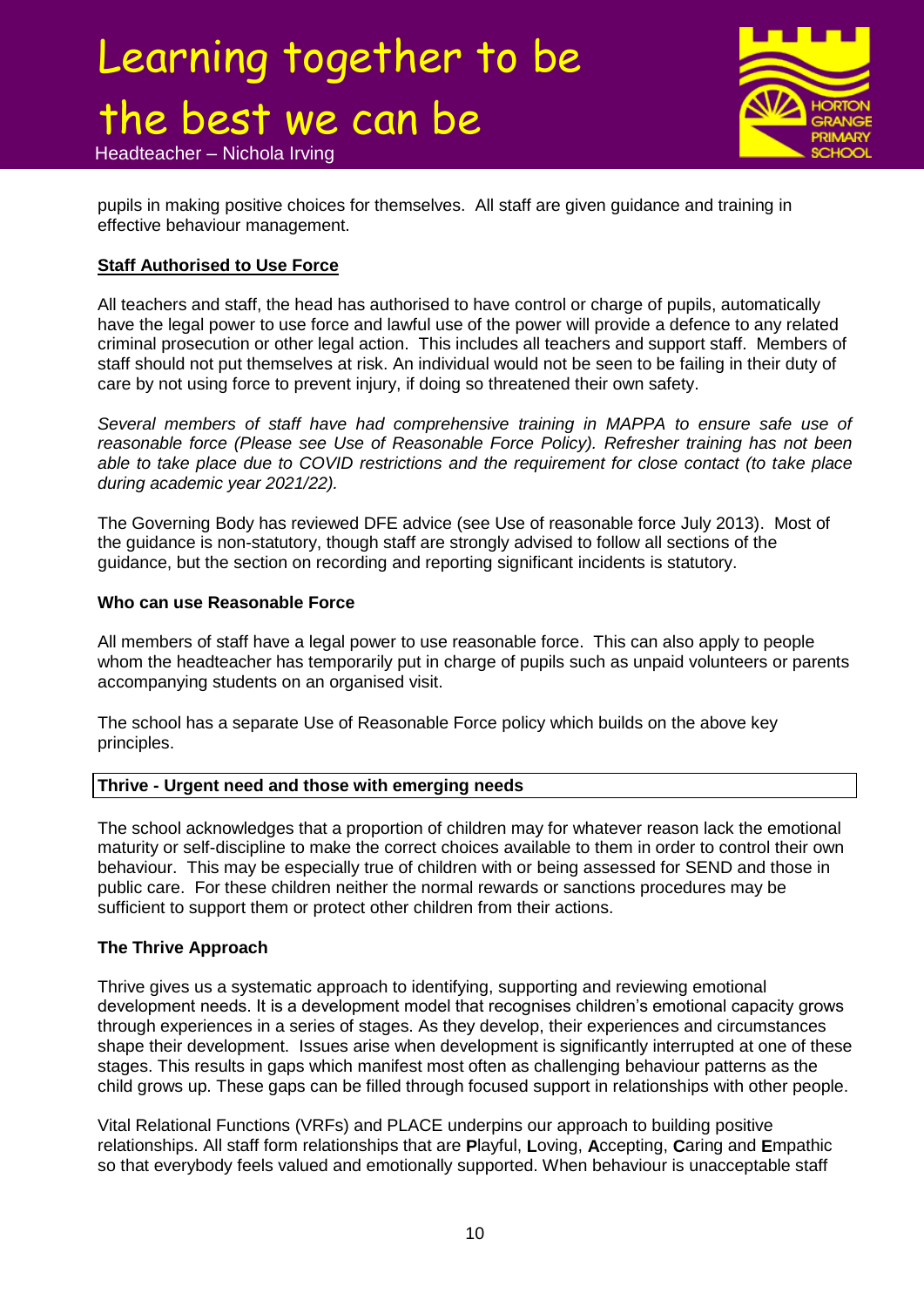pupils in making positive choices for themselves. All staff are given guidance and training in effective behaviour management.

**Staff Authorised to Use Force**

All teachers and staff, the head has authorised to have control or charge of pupils, automatically have the legal power to use force and lawful use of the power will provide a defence to any related criminal prosecution or other legal action. This includes all teachers and support staff. Members of staff should not put themselves at risk. An individual would not be seen to be failing in their duty of care by not using force to prevent injury, if doing so threatened their own safety.

*Several members of staff have had comprehensive training in MAPPA to ensure safe use of reasonable force (Please see Use of Reasonable Force Policy). Refresher training has not been able to take place due to COVID restrictions and the requirement for close contact (to take place during academic year 2021/22).*

The Governing Body has reviewed DFE advice (see Use of reasonable force July 2013). Most of the guidance is non-statutory, though staff are strongly advised to follow all sections of the guidance, but the section on recording and reporting significant incidents is statutory.

**Who can use Reasonable Force**

All members of staff have a legal power to use reasonable force. This can also apply to people whom the headteacher has temporarily put in charge of pupils such as unpaid volunteers or parents accompanying students on an organised visit.

The school has a separate Use of Reasonable Force policy which builds on the above key principles.

**Thrive - Urgent need and those with emerging needs**

The school acknowledges that a proportion of children may for whatever reason lack the emotional maturity or self-discipline to make the correct choices available to them in order to control their own behaviour. This may be especially true of children with or being assessed for SEND and those in public care. For these children neither the normal rewards or sanctions procedures may be sufficient to support them or protect other children from their actions.

**The Thrive Approach**

Thrive gives us a systematic approach to identifying, supporting and reviewing emotional development needs. It is a development model that recognises children's emotional capacity grows through experiences in a series of stages. As they develop, their experiences and circumstances shape their development. Issues arise when development is significantly interrupted at one of these stages. This results in gaps which manifest most often as challenging behaviour patterns as the child grows up. These gaps can be filled through focused support in relationships with other people.

Vital Relational Functions (VRFs) and PLACE underpins our approach to building positive relationships. All staff form relationships that are **P**layful, **L**oving, **A**ccepting, **C**aring and **E**mpathic so that everybody feels valued and emotionally supported. When behaviour is unacceptable staff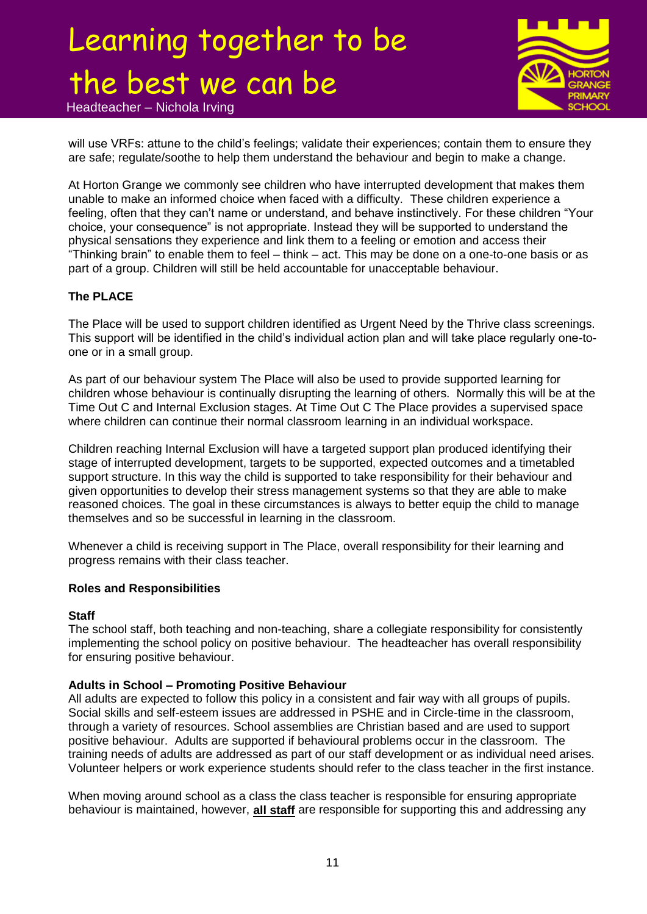will use VRFs: attune to the child's feelings; validate their experiences; contain them to ensure they are safe; regulate/soothe to help them understand the behaviour and begin to make a change.

At Horton Grange we commonly see children who have interrupted development that makes them unable to make an informed choice when faced with a difficulty. These children experience a feeling, often that they can't name or understand, and behave instinctively. For these children "Your choice, your consequence" is not appropriate. Instead they will be supported to understand the physical sensations they experience and link them to a feeling or emotion and access their "Thinking brain" to enable them to feel – think – act. This may be done on a one-to-one basis or as part of a group. Children will still be held accountable for unacceptable behaviour.

**The PLACE**

The Place will be used to support children identified as Urgent Need by the Thrive class screenings. This support will be identified in the child's individual action plan and will take place regularly one-to-one or in a small group.

As part of our behaviour system The Place will also be used to provide supported learning for children whose behaviour is continually disrupting the learning of others. Normally this will be at the Time Out C and Internal Exclusion stages. At Time Out C The Place provides a supervised space where children can continue their normal classroom learning in an individual workspace.

Children reaching Internal Exclusion will have a targeted support plan produced identifying their stage of interrupted development, targets to be supported, expected outcomes and a timetabled support structure. In this way the child is supported to take responsibility for their behaviour and given opportunities to develop their stress management systems so that they are able to make reasoned choices. The goal in these circumstances is always to better equip the child to manage themselves and so be successful in learning in the classroom.

Whenever a child is receiving support in The Place, overall responsibility for their learning and progress remains with their class teacher.

**Roles and Responsibilities**

**Staff**
The school staff, both teaching and non-teaching, share a collegiate responsibility for consistently implementing the school policy on positive behaviour. The headteacher has overall responsibility for ensuring positive behaviour.

**Adults in School – Promoting Positive Behaviour**
All adults are expected to follow this policy in a consistent and fair way with all groups of pupils. Social skills and self-esteem issues are addressed in PSHE and in Circle-time in the classroom, through a variety of resources. School assemblies are Christian based and are used to support positive behaviour. Adults are supported if behavioural problems occur in the classroom. The training needs of adults are addressed as part of our staff development or as individual need arises. Volunteer helpers or work experience students should refer to the class teacher in the first instance.

When moving around school as a class the class teacher is responsible for ensuring appropriate behaviour is maintained, however, **all staff** are responsible for supporting this and addressing any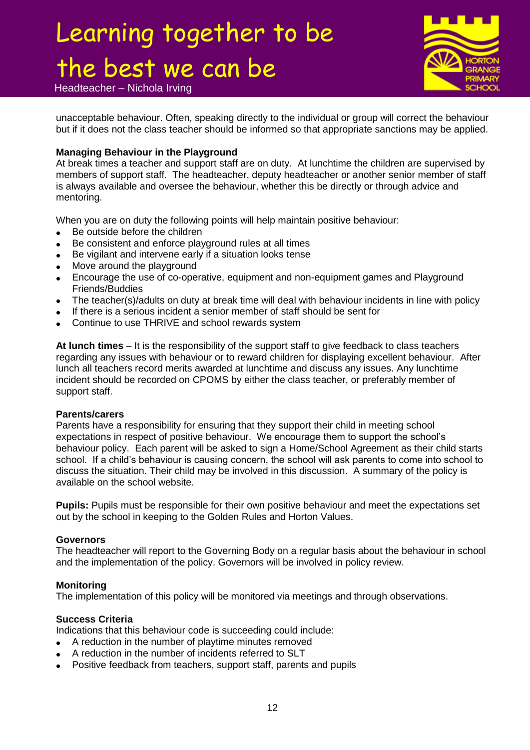unacceptable behaviour. Often, speaking directly to the individual or group will correct the behaviour but if it does not the class teacher should be informed so that appropriate sanctions may be applied.

**Managing Behaviour in the Playground**

At break times a teacher and support staff are on duty. At lunchtime the children are supervised by members of support staff. The headteacher, deputy headteacher or another senior member of staff is always available and oversee the behaviour, whether this be directly or through advice and mentoring.

When you are on duty the following points will help maintain positive behaviour:

- Be outside before the children
- Be consistent and enforce playground rules at all times
- Be vigilant and intervene early if a situation looks tense
- Move around the playground
- Encourage the use of co-operative, equipment and non-equipment games and Playground Friends/Buddies
- The teacher(s)/adults on duty at break time will deal with behaviour incidents in line with policy
- If there is a serious incident a senior member of staff should be sent for
- Continue to use THRIVE and school rewards system

**At lunch times** – It is the responsibility of the support staff to give feedback to class teachers regarding any issues with behaviour or to reward children for displaying excellent behaviour. After lunch all teachers record merits awarded at lunchtime and discuss any issues. Any lunchtime incident should be recorded on CPOMS by either the class teacher, or preferably member of support staff.

**Parents/carers**

Parents have a responsibility for ensuring that they support their child in meeting school expectations in respect of positive behaviour. We encourage them to support the school's behaviour policy. Each parent will be asked to sign a Home/School Agreement as their child starts school. If a child's behaviour is causing concern, the school will ask parents to come into school to discuss the situation. Their child may be involved in this discussion. A summary of the policy is available on the school website.

**Pupils:** Pupils must be responsible for their own positive behaviour and meet the expectations set out by the school in keeping to the Golden Rules and Horton Values.

**Governors**

The headteacher will report to the Governing Body on a regular basis about the behaviour in school and the implementation of the policy. Governors will be involved in policy review.

**Monitoring**

The implementation of this policy will be monitored via meetings and through observations.

**Success Criteria**

Indications that this behaviour code is succeeding could include:

- A reduction in the number of playtime minutes removed
- A reduction in the number of incidents referred to SLT
- Positive feedback from teachers, support staff, parents and pupils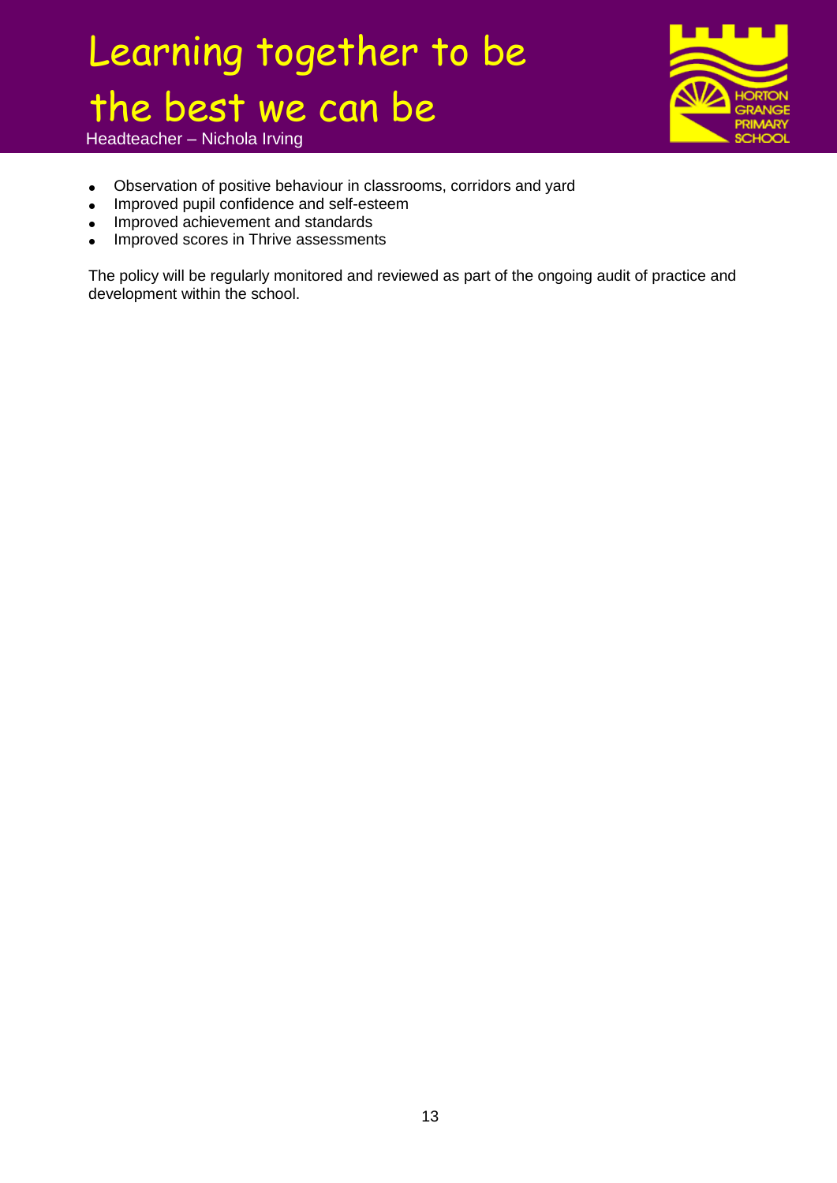- Observation of positive behaviour in classrooms, corridors and yard
- Improved pupil confidence and self-esteem
- Improved achievement and standards
- Improved scores in Thrive assessments

The policy will be regularly monitored and reviewed as part of the ongoing audit of practice and development within the school.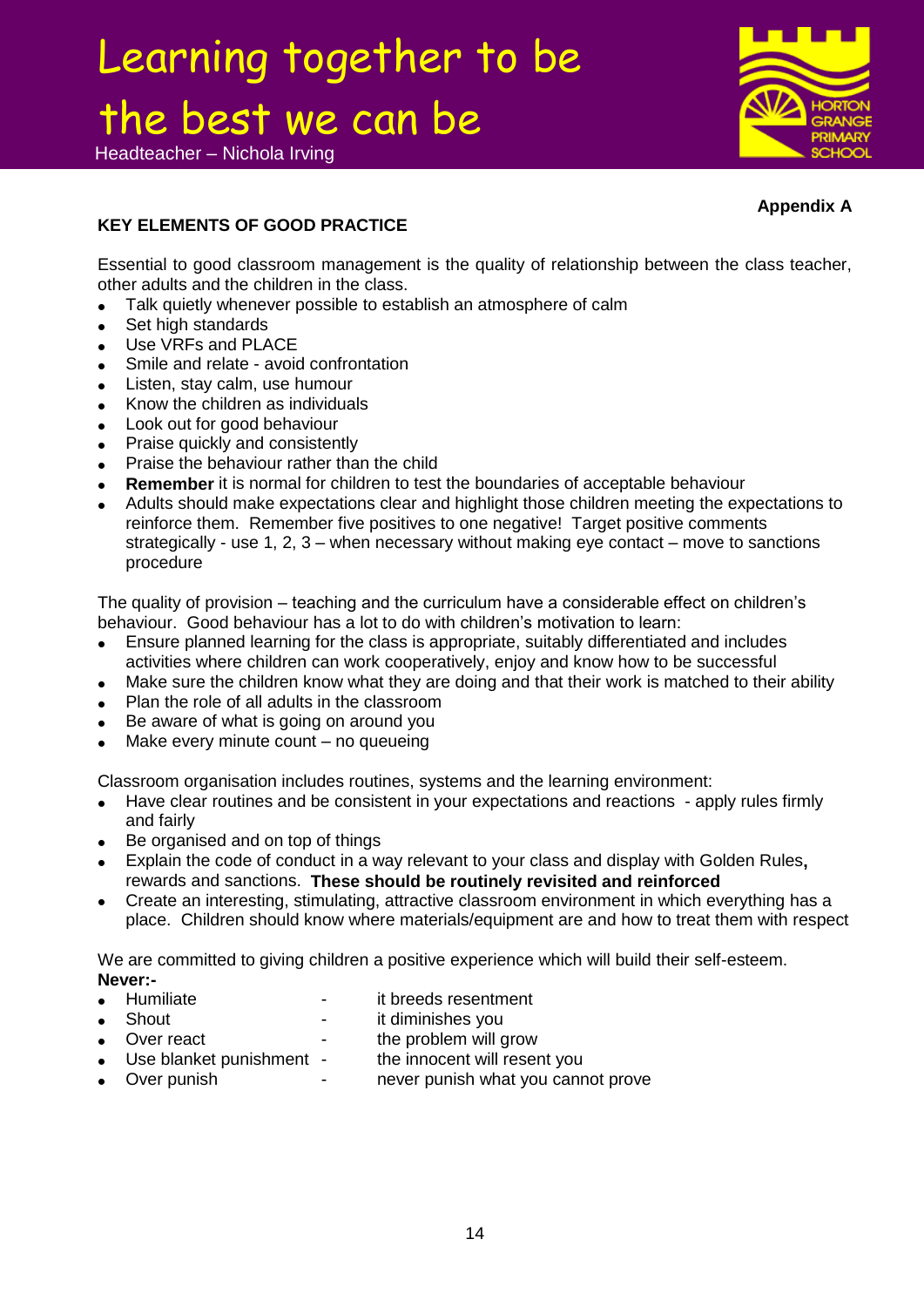**Appendix A**

## KEY ELEMENTS OF GOOD PRACTICE

Essential to good classroom management is the quality of relationship between the class teacher, other adults and the children in the class.

- Talk quietly whenever possible to establish an atmosphere of calm
- Set high standards
- Use VRFs and PLACE
- Smile and relate - avoid confrontation
- Listen, stay calm, use humour
- Know the children as individuals
- Look out for good behaviour
- Praise quickly and consistently
- Praise the behaviour rather than the child
- **Remember** it is normal for children to test the boundaries of acceptable behaviour
- Adults should make expectations clear and highlight those children meeting the expectations to reinforce them. Remember five positives to one negative! Target positive comments strategically - use 1, 2, 3 – when necessary without making eye contact – move to sanctions procedure

The quality of provision – teaching and the curriculum have a considerable effect on children's behaviour. Good behaviour has a lot to do with children's motivation to learn:

- Ensure planned learning for the class is appropriate, suitably differentiated and includes activities where children can work cooperatively, enjoy and know how to be successful
- Make sure the children know what they are doing and that their work is matched to their ability
- Plan the role of all adults in the classroom
- Be aware of what is going on around you
- Make every minute count – no queueing

Classroom organisation includes routines, systems and the learning environment:

- Have clear routines and be consistent in your expectations and reactions - apply rules firmly and fairly
- Be organised and on top of things
- Explain the code of conduct in a way relevant to your class and display with Golden Rules**,** rewards and sanctions. **These should be routinely revisited and reinforced**
- Create an interesting, stimulating, attractive classroom environment in which everything has a place. Children should know where materials/equipment are and how to treat them with respect

We are committed to giving children a positive experience which will build their self-esteem.

**Never:-**

- Humiliate - it breeds resentment
- Shout - it diminishes you
- Over react - the problem will grow
- Use blanket punishment - the innocent will resent you
- Over punish - never punish what you cannot prove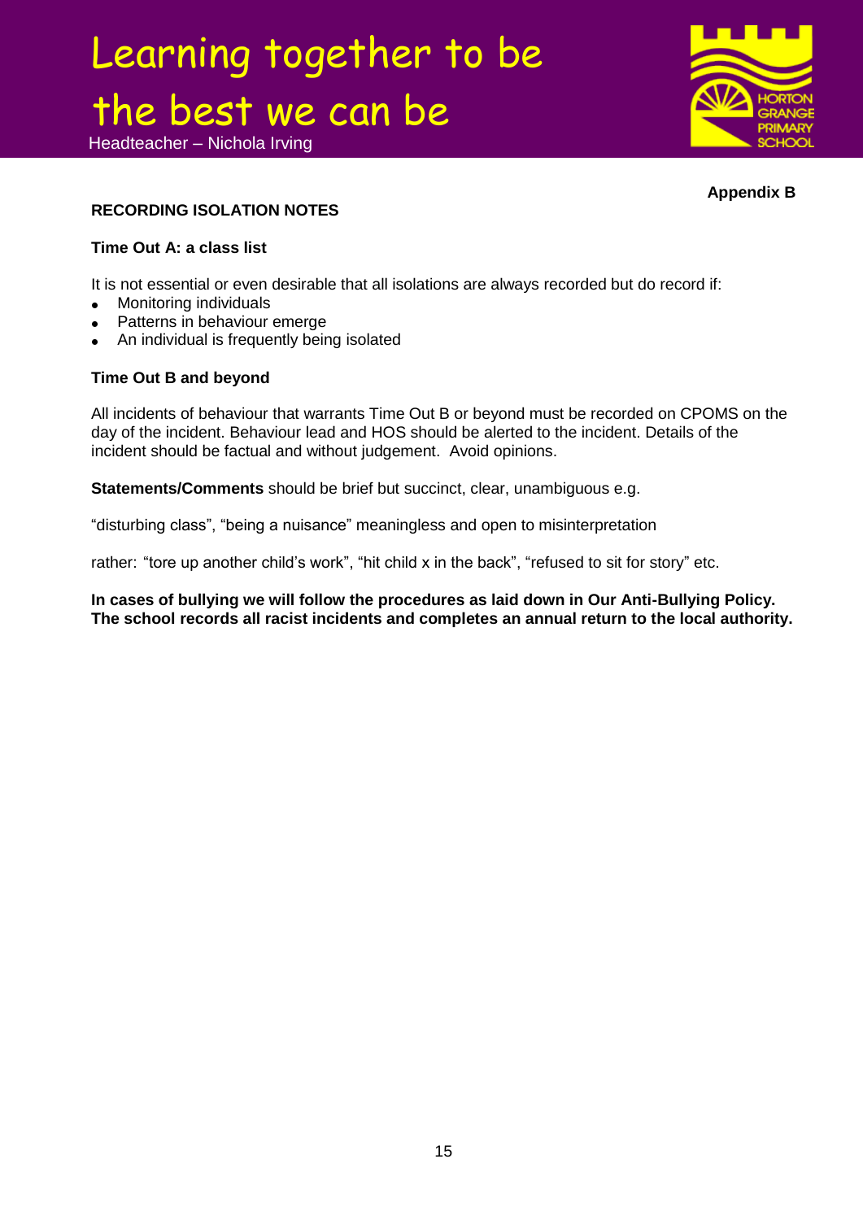**Appendix B**

**RECORDING ISOLATION NOTES**

**Time Out A: a class list**

It is not essential or even desirable that all isolations are always recorded but do record if:

- Monitoring individuals
- Patterns in behaviour emerge
- An individual is frequently being isolated

**Time Out B and beyond**

All incidents of behaviour that warrants Time Out B or beyond must be recorded on CPOMS on the day of the incident. Behaviour lead and HOS should be alerted to the incident. Details of the incident should be factual and without judgement. Avoid opinions.

**Statements/Comments** should be brief but succinct, clear, unambiguous e.g.

"disturbing class", "being a nuisance" meaningless and open to misinterpretation

rather: "tore up another child's work", "hit child x in the back", "refused to sit for story" etc.

**In cases of bullying we will follow the procedures as laid down in Our Anti-Bullying Policy. The school records all racist incidents and completes an annual return to the local authority.**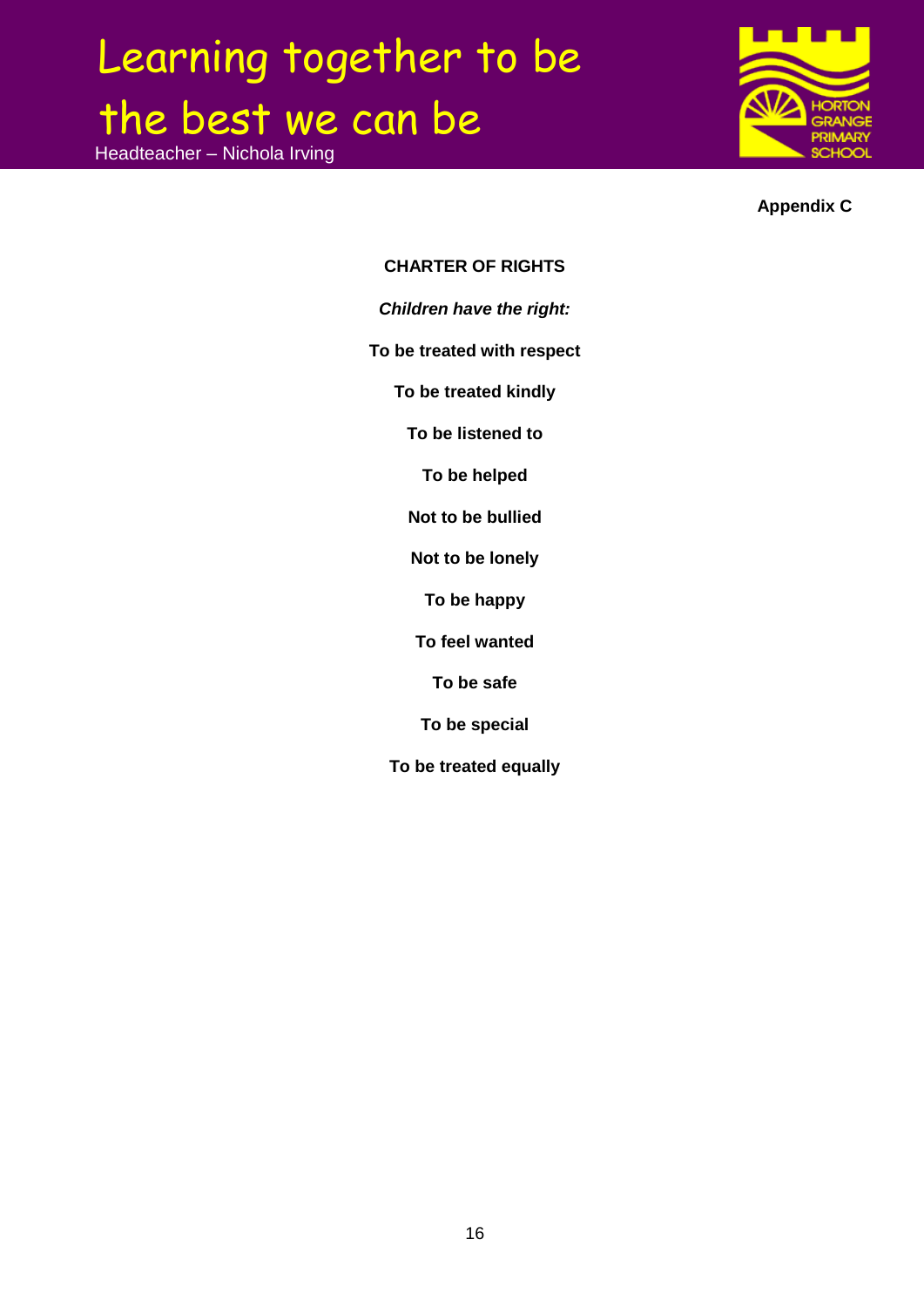**Appendix C**

## CHARTER OF RIGHTS

***Children have the right:***

**To be treated with respect**

**To be treated kindly**

**To be listened to**

**To be helped**

**Not to be bullied**

**Not to be lonely**

**To be happy**

**To feel wanted**

**To be safe**

**To be special**

**To be treated equally**